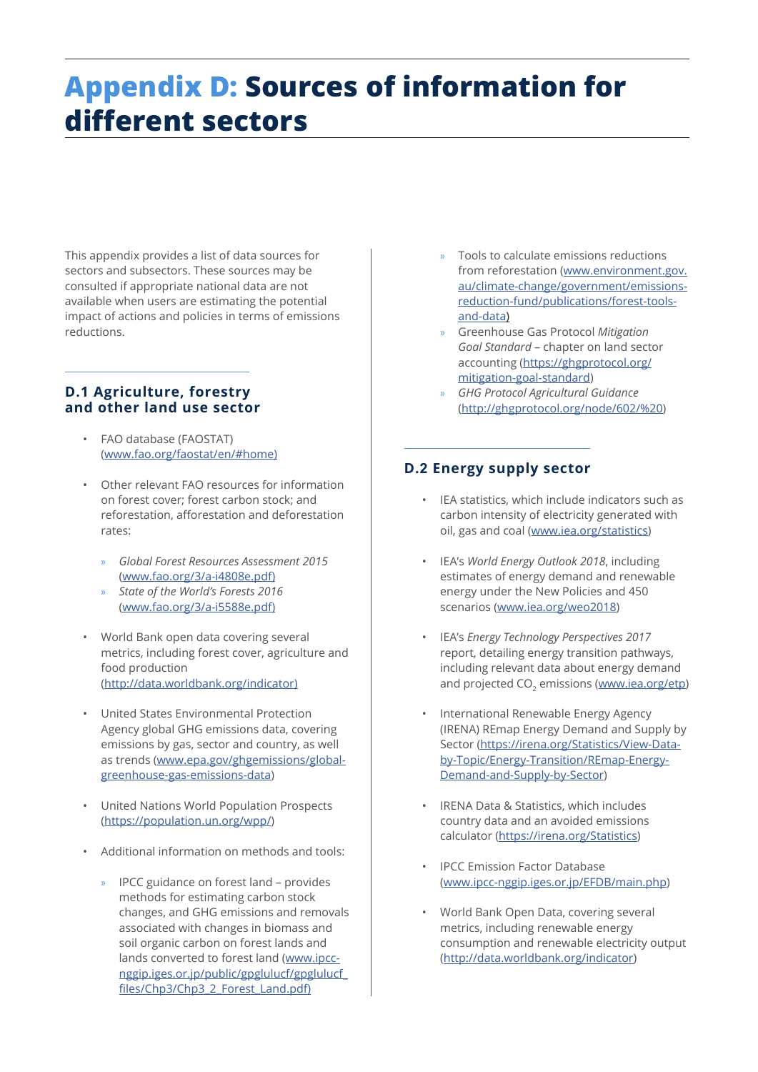# Appendix D: Sources of information for different sectors

This appendix provides a list of data sources for sectors and subsectors. These sources may be consulted if appropriate national data are not available when users are estimating the potential impact of actions and policies in terms of emissions reductions.

## D.1 Agriculture, forestry and other land use sector

- FAO database (FAOSTAT) (www.fao.org/faostat/en/#home)
- Other relevant FAO resources for information on forest cover; forest carbon stock; and reforestation, afforestation and deforestation rates:
  - *Global Forest Resources Assessment 2015* (www.fao.org/3/a-i4808e.pdf)
  - *State of the World's Forests 2016* (www.fao.org/3/a-i5588e.pdf)
- World Bank open data covering several metrics, including forest cover, agriculture and food production (http://data.worldbank.org/indicator)
- United States Environmental Protection Agency global GHG emissions data, covering emissions by gas, sector and country, as well as trends (www.epa.gov/ghgemissions/global-greenhouse-gas-emissions-data)
- United Nations World Population Prospects (https://population.un.org/wpp/)
- Additional information on methods and tools:
  - IPCC guidance on forest land – provides methods for estimating carbon stock changes, and GHG emissions and removals associated with changes in biomass and soil organic carbon on forest lands and lands converted to forest land (www.ipcc-nggip.iges.or.jp/public/gpglulucf/gpglulucf_files/Chp3/Chp3_2_Forest_Land.pdf)
  - Tools to calculate emissions reductions from reforestation (www.environment.gov.au/climate-change/government/emissions-reduction-fund/publications/forest-tools-and-data)
  - Greenhouse Gas Protocol *Mitigation Goal Standard* – chapter on land sector accounting (https://ghgprotocol.org/mitigation-goal-standard)
  - *GHG Protocol Agricultural Guidance* (http://ghgprotocol.org/node/602/%20)

## D.2 Energy supply sector

- IEA statistics, which include indicators such as carbon intensity of electricity generated with oil, gas and coal (www.iea.org/statistics)
- IEA's *World Energy Outlook 2018*, including estimates of energy demand and renewable energy under the New Policies and 450 scenarios (www.iea.org/weo2018)
- IEA's *Energy Technology Perspectives 2017* report, detailing energy transition pathways, including relevant data about energy demand and projected $CO_2$ emissions (www.iea.org/etp)
- International Renewable Energy Agency (IRENA) REmap Energy Demand and Supply by Sector (https://irena.org/Statistics/View-Data-by-Topic/Energy-Transition/REmap-Energy-Demand-and-Supply-by-Sector)
- IRENA Data & Statistics, which includes country data and an avoided emissions calculator (https://irena.org/Statistics)
- IPCC Emission Factor Database (www.ipcc-nggip.iges.or.jp/EFDB/main.php)
- World Bank Open Data, covering several metrics, including renewable energy consumption and renewable electricity output (http://data.worldbank.org/indicator)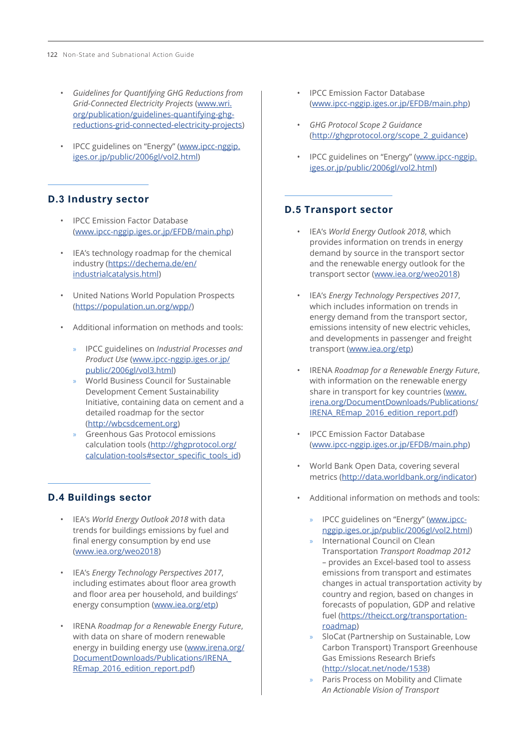- *Guidelines for Quantifying GHG Reductions from Grid-Connected Electricity Projects* (www.wri.org/publication/guidelines-quantifying-ghg-reductions-grid-connected-electricity-projects)
- IPCC guidelines on "Energy" (www.ipcc-nggip.iges.or.jp/public/2006gl/vol2.html)

## D.3 Industry sector

- IPCC Emission Factor Database (www.ipcc-nggip.iges.or.jp/EFDB/main.php)
- IEA's technology roadmap for the chemical industry (https://dechema.de/en/industrialcatalysis.html)
- United Nations World Population Prospects (https://population.un.org/wpp/)
- Additional information on methods and tools:
  - IPCC guidelines on *Industrial Processes and Product Use* (www.ipcc-nggip.iges.or.jp/public/2006gl/vol3.html)
  - World Business Council for Sustainable Development Cement Sustainability Initiative, containing data on cement and a detailed roadmap for the sector (http://wbcsdcement.org)
  - Greenhous Gas Protocol emissions calculation tools (http://ghgprotocol.org/calculation-tools#sector_specific_tools_id)

## D.4 Buildings sector

- IEA's *World Energy Outlook 2018* with data trends for buildings emissions by fuel and final energy consumption by end use (www.iea.org/weo2018)
- IEA's *Energy Technology Perspectives 2017*, including estimates about floor area growth and floor area per household, and buildings' energy consumption (www.iea.org/etp)
- IRENA *Roadmap for a Renewable Energy Future*, with data on share of modern renewable energy in building energy use (www.irena.org/DocumentDownloads/Publications/IRENA_REmap_2016_edition_report.pdf)
- IPCC Emission Factor Database (www.ipcc-nggip.iges.or.jp/EFDB/main.php)
- *GHG Protocol Scope 2 Guidance* (http://ghgprotocol.org/scope_2_guidance)
- IPCC guidelines on "Energy" (www.ipcc-nggip.iges.or.jp/public/2006gl/vol2.html)

## D.5 Transport sector

- IEA's *World Energy Outlook 2018*, which provides information on trends in energy demand by source in the transport sector and the renewable energy outlook for the transport sector (www.iea.org/weo2018)
- IEA's *Energy Technology Perspectives 2017*, which includes information on trends in energy demand from the transport sector, emissions intensity of new electric vehicles, and developments in passenger and freight transport (www.iea.org/etp)
- IRENA *Roadmap for a Renewable Energy Future*, with information on the renewable energy share in transport for key countries (www.irena.org/DocumentDownloads/Publications/IRENA_REmap_2016_edition_report.pdf)
- IPCC Emission Factor Database (www.ipcc-nggip.iges.or.jp/EFDB/main.php)
- World Bank Open Data, covering several metrics (http://data.worldbank.org/indicator)
- Additional information on methods and tools:
  - IPCC guidelines on "Energy" (www.ipcc-nggip.iges.or.jp/public/2006gl/vol2.html)
  - International Council on Clean Transportation *Transport Roadmap 2012* – provides an Excel-based tool to assess emissions from transport and estimates changes in actual transportation activity by country and region, based on changes in forecasts of population, GDP and relative fuel (https://theicct.org/transportation-roadmap)
  - SloCat (Partnership on Sustainable, Low Carbon Transport) Transport Greenhouse Gas Emissions Research Briefs (http://slocat.net/node/1538)
  - Paris Process on Mobility and Climate *An Actionable Vision of Transport*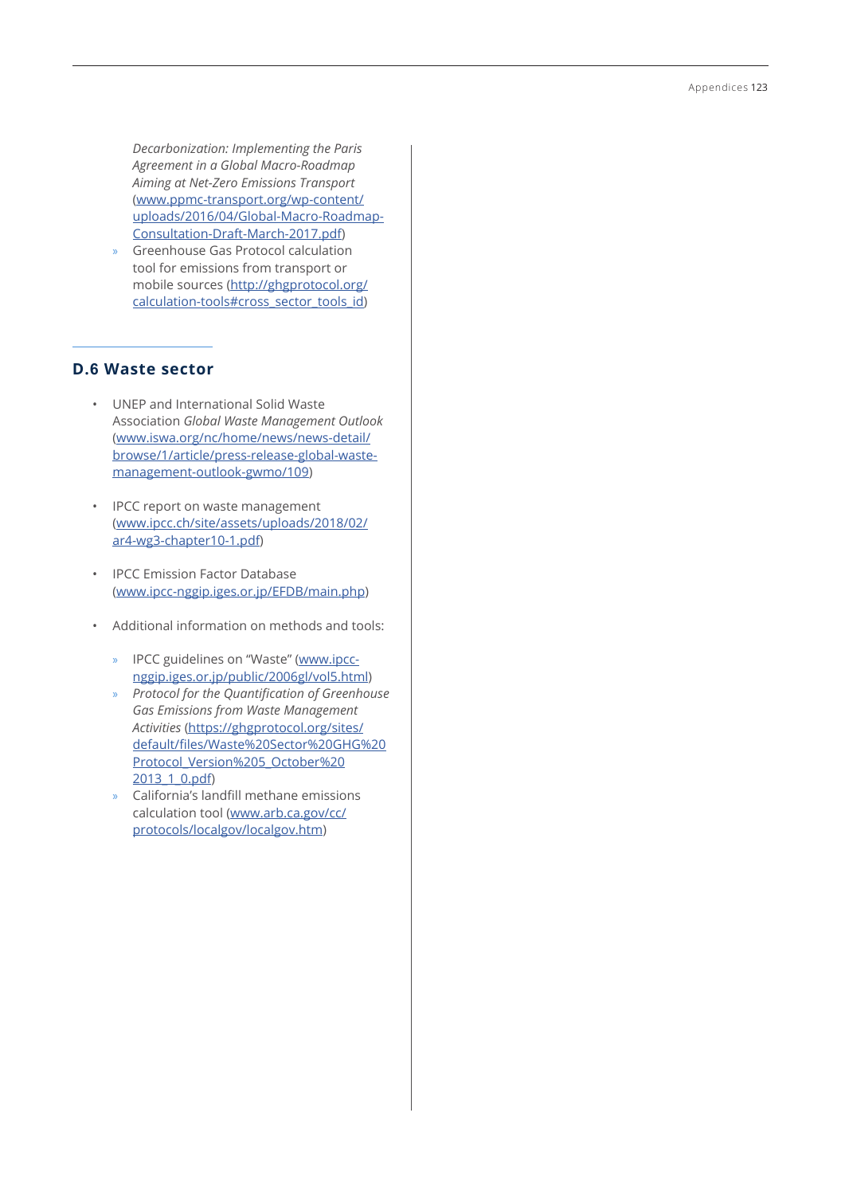*Decarbonization: Implementing the Paris Agreement in a Global Macro-Roadmap Aiming at Net-Zero Emissions Transport* (www.ppmc-transport.org/wp-content/uploads/2016/04/Global-Macro-Roadmap-Consultation-Draft-March-2017.pdf)
    - Greenhouse Gas Protocol calculation tool for emissions from transport or mobile sources (http://ghgprotocol.org/calculation-tools#cross_sector_tools_id)

## D.6 Waste sector

- UNEP and International Solid Waste Association *Global Waste Management Outlook* (www.iswa.org/nc/home/news/news-detail/browse/1/article/press-release-global-waste-management-outlook-gwmo/109)

- IPCC report on waste management (www.ipcc.ch/site/assets/uploads/2018/02/ar4-wg3-chapter10-1.pdf)

- IPCC Emission Factor Database (www.ipcc-nggip.iges.or.jp/EFDB/main.php)

- Additional information on methods and tools:
    - IPCC guidelines on "Waste" (www.ipcc-nggip.iges.or.jp/public/2006gl/vol5.html)
    - *Protocol for the Quantification of Greenhouse Gas Emissions from Waste Management Activities* (https://ghgprotocol.org/sites/default/files/Waste%20Sector%20GHG%20Protocol_Version%205_October%202013_1_0.pdf)
    - California's landfill methane emissions calculation tool (www.arb.ca.gov/cc/protocols/localgov/localgov.htm)